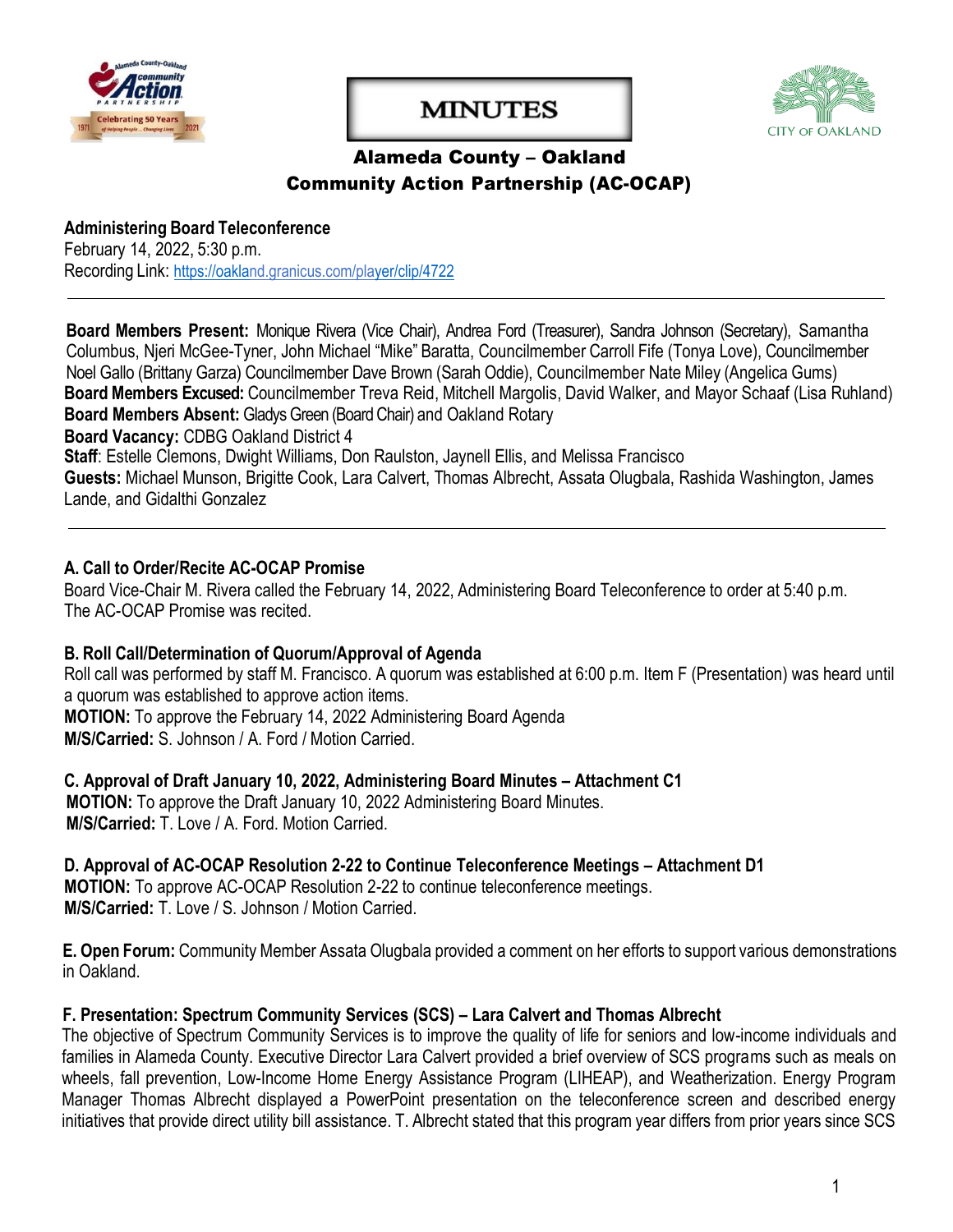# MINUTES

## Alameda County – Oakland
## Community Action Partnership (AC-OCAP)

**Administering Board Teleconference**
February 14, 2022, 5:30 p.m.
Recording Link: https://oakland.granicus.com/player/clip/4722

---

**Board Members Present:** Monique Rivera (Vice Chair), Andrea Ford (Treasurer), Sandra Johnson (Secretary), Samantha Columbus, Njeri McGee-Tyner, John Michael "Mike" Baratta, Councilmember Carroll Fife (Tonya Love), Councilmember Noel Gallo (Brittany Garza) Councilmember Dave Brown (Sarah Oddie), Councilmember Nate Miley (Angelica Gums)
**Board Members Excused:** Councilmember Treva Reid, Mitchell Margolis, David Walker, and Mayor Schaaf (Lisa Ruhland)
**Board Members Absent:** Gladys Green (Board Chair) and Oakland Rotary
**Board Vacancy:** CDBG Oakland District 4
**Staff**: Estelle Clemons, Dwight Williams, Don Raulston, Jaynell Ellis, and Melissa Francisco
**Guests:** Michael Munson, Brigitte Cook, Lara Calvert, Thomas Albrecht, Assata Olugbala, Rashida Washington, James Lande, and Gidalthi Gonzalez

---

**A. Call to Order/Recite AC-OCAP Promise**
Board Vice-Chair M. Rivera called the February 14, 2022, Administering Board Teleconference to order at 5:40 p.m. The AC-OCAP Promise was recited.

**B. Roll Call/Determination of Quorum/Approval of Agenda**
Roll call was performed by staff M. Francisco. A quorum was established at 6:00 p.m. Item F (Presentation) was heard until a quorum was established to approve action items.
**MOTION:** To approve the February 14, 2022 Administering Board Agenda
**M/S/Carried:** S. Johnson / A. Ford / Motion Carried.

**C. Approval of Draft January 10, 2022, Administering Board Minutes – Attachment C1**
**MOTION:** To approve the Draft January 10, 2022 Administering Board Minutes.
**M/S/Carried:** T. Love / A. Ford. Motion Carried.

**D. Approval of AC-OCAP Resolution 2-22 to Continue Teleconference Meetings – Attachment D1**
**MOTION:** To approve AC-OCAP Resolution 2-22 to continue teleconference meetings.
**M/S/Carried:** T. Love / S. Johnson / Motion Carried.

**E. Open Forum:** Community Member Assata Olugbala provided a comment on her efforts to support various demonstrations in Oakland.

**F. Presentation: Spectrum Community Services (SCS) – Lara Calvert and Thomas Albrecht**
The objective of Spectrum Community Services is to improve the quality of life for seniors and low-income individuals and families in Alameda County. Executive Director Lara Calvert provided a brief overview of SCS programs such as meals on wheels, fall prevention, Low-Income Home Energy Assistance Program (LIHEAP), and Weatherization. Energy Program Manager Thomas Albrecht displayed a PowerPoint presentation on the teleconference screen and described energy initiatives that provide direct utility bill assistance. T. Albrecht stated that this program year differs from prior years since SCS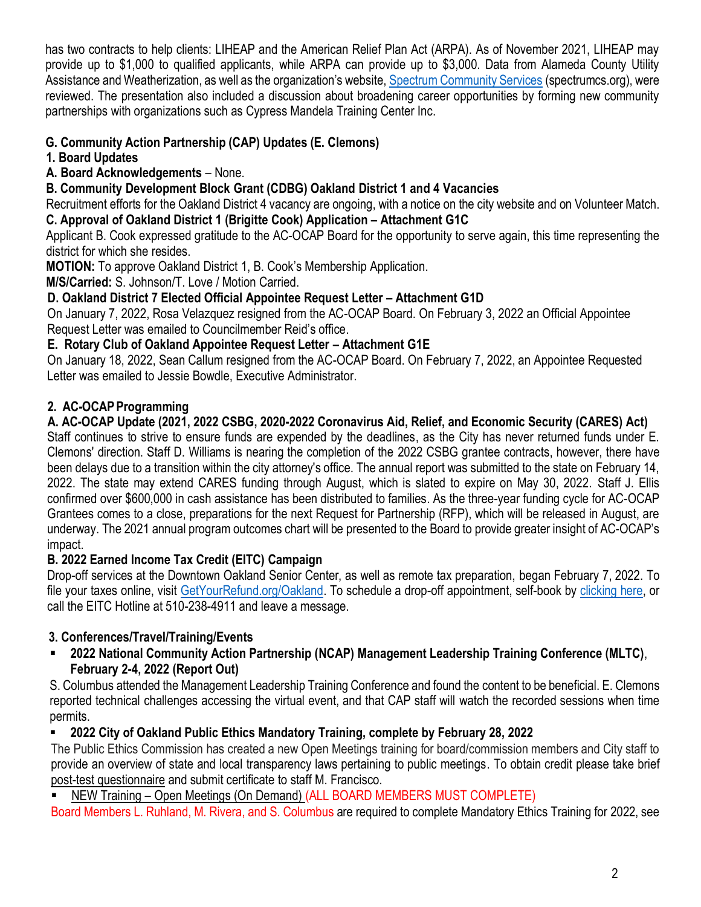has two contracts to help clients: LIHEAP and the American Relief Plan Act (ARPA). As of November 2021, LIHEAP may provide up to $1,000 to qualified applicants, while ARPA can provide up to $3,000. Data from Alameda County Utility Assistance and Weatherization, as well as the organization's website, Spectrum Community Services (spectrumcs.org), were reviewed. The presentation also included a discussion about broadening career opportunities by forming new community partnerships with organizations such as Cypress Mandela Training Center Inc.

**G. Community Action Partnership (CAP) Updates (E. Clemons)**

**1. Board Updates**

**A. Board Acknowledgements** – None.

**B. Community Development Block Grant (CDBG) Oakland District 1 and 4 Vacancies**

Recruitment efforts for the Oakland District 4 vacancy are ongoing, with a notice on the city website and on Volunteer Match.

**C. Approval of Oakland District 1 (Brigitte Cook) Application – Attachment G1C**

Applicant B. Cook expressed gratitude to the AC-OCAP Board for the opportunity to serve again, this time representing the district for which she resides.

**MOTION:** To approve Oakland District 1, B. Cook's Membership Application.

**M/S/Carried:** S. Johnson/T. Love / Motion Carried.

**D. Oakland District 7 Elected Official Appointee Request Letter – Attachment G1D**

On January 7, 2022, Rosa Velazquez resigned from the AC-OCAP Board. On February 3, 2022 an Official Appointee Request Letter was emailed to Councilmember Reid's office.

**E. Rotary Club of Oakland Appointee Request Letter – Attachment G1E**

On January 18, 2022, Sean Callum resigned from the AC-OCAP Board. On February 7, 2022, an Appointee Requested Letter was emailed to Jessie Bowdle, Executive Administrator.

**2. AC-OCAP Programming**

**A. AC-OCAP Update (2021, 2022 CSBG, 2020-2022 Coronavirus Aid, Relief, and Economic Security (CARES) Act)**

Staff continues to strive to ensure funds are expended by the deadlines, as the City has never returned funds under E. Clemons' direction. Staff D. Williams is nearing the completion of the 2022 CSBG grantee contracts, however, there have been delays due to a transition within the city attorney's office. The annual report was submitted to the state on February 14, 2022. The state may extend CARES funding through August, which is slated to expire on May 30, 2022. Staff J. Ellis confirmed over $600,000 in cash assistance has been distributed to families. As the three-year funding cycle for AC-OCAP Grantees comes to a close, preparations for the next Request for Partnership (RFP), which will be released in August, are underway. The 2021 annual program outcomes chart will be presented to the Board to provide greater insight of AC-OCAP's impact.

**B. 2022 Earned Income Tax Credit (EITC) Campaign**

Drop-off services at the Downtown Oakland Senior Center, as well as remote tax preparation, began February 7, 2022. To file your taxes online, visit GetYourRefund.org/Oakland. To schedule a drop-off appointment, self-book by clicking here, or call the EITC Hotline at 510-238-4911 and leave a message.

**3. Conferences/Travel/Training/Events**

- **2022 National Community Action Partnership (NCAP) Management Leadership Training Conference (MLTC), February 2-4, 2022 (Report Out)**

S. Columbus attended the Management Leadership Training Conference and found the content to be beneficial. E. Clemons reported technical challenges accessing the virtual event, and that CAP staff will watch the recorded sessions when time permits.

- **2022 City of Oakland Public Ethics Mandatory Training, complete by February 28, 2022**

The Public Ethics Commission has created a new Open Meetings training for board/commission members and City staff to provide an overview of state and local transparency laws pertaining to public meetings. To obtain credit please take brief post-test questionnaire and submit certificate to staff M. Francisco.

- NEW Training – Open Meetings (On Demand) (ALL BOARD MEMBERS MUST COMPLETE)

Board Members L. Ruhland, M. Rivera, and S. Columbus are required to complete Mandatory Ethics Training for 2022, see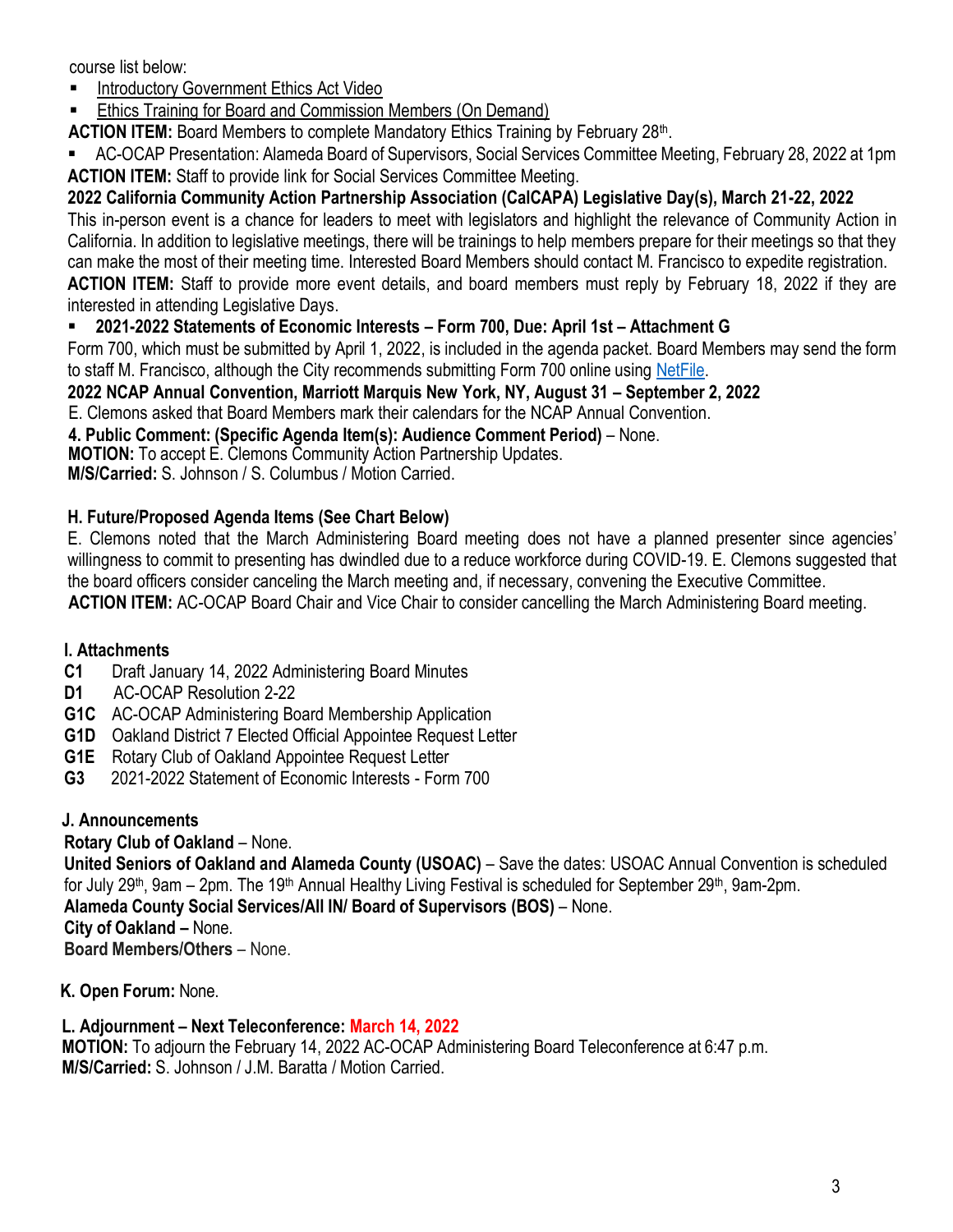course list below:

- Introductory Government Ethics Act Video
- Ethics Training for Board and Commission Members (On Demand)

**ACTION ITEM:** Board Members to complete Mandatory Ethics Training by February 28th.

- AC-OCAP Presentation: Alameda Board of Supervisors, Social Services Committee Meeting, February 28, 2022 at 1pm

**ACTION ITEM:** Staff to provide link for Social Services Committee Meeting.

**2022 California Community Action Partnership Association (CalCAPA) Legislative Day(s), March 21-22, 2022**

This in-person event is a chance for leaders to meet with legislators and highlight the relevance of Community Action in California. In addition to legislative meetings, there will be trainings to help members prepare for their meetings so that they can make the most of their meeting time. Interested Board Members should contact M. Francisco to expedite registration.

**ACTION ITEM:** Staff to provide more event details, and board members must reply by February 18, 2022 if they are interested in attending Legislative Days.

- **2021-2022 Statements of Economic Interests – Form 700, Due: April 1st – Attachment G**

Form 700, which must be submitted by April 1, 2022, is included in the agenda packet. Board Members may send the form to staff M. Francisco, although the City recommends submitting Form 700 online using NetFile.

**2022 NCAP Annual Convention, Marriott Marquis New York, NY, August 31 – September 2, 2022**

E. Clemons asked that Board Members mark their calendars for the NCAP Annual Convention.

**4. Public Comment: (Specific Agenda Item(s): Audience Comment Period)** – None.

**MOTION:** To accept E. Clemons Community Action Partnership Updates.

**M/S/Carried:** S. Johnson / S. Columbus / Motion Carried.

**H. Future/Proposed Agenda Items (See Chart Below)**

E. Clemons noted that the March Administering Board meeting does not have a planned presenter since agencies' willingness to commit to presenting has dwindled due to a reduce workforce during COVID-19. E. Clemons suggested that the board officers consider canceling the March meeting and, if necessary, convening the Executive Committee.

**ACTION ITEM:** AC-OCAP Board Chair and Vice Chair to consider cancelling the March Administering Board meeting.

**I. Attachments**

**C1** Draft January 14, 2022 Administering Board Minutes
**D1** AC-OCAP Resolution 2-22
**G1C** AC-OCAP Administering Board Membership Application
**G1D** Oakland District 7 Elected Official Appointee Request Letter
**G1E** Rotary Club of Oakland Appointee Request Letter
**G3** 2021-2022 Statement of Economic Interests - Form 700

**J. Announcements**

**Rotary Club of Oakland** – None.

**United Seniors of Oakland and Alameda County (USOAC)** – Save the dates: USOAC Annual Convention is scheduled for July 29th, 9am – 2pm. The 19th Annual Healthy Living Festival is scheduled for September 29th, 9am-2pm.

**Alameda County Social Services/All IN/ Board of Supervisors (BOS)** – None.

**City of Oakland –** None.

**Board Members/Others** – None.

**K. Open Forum:** None.

**L. Adjournment – Next Teleconference: March 14, 2022**

**MOTION:** To adjourn the February 14, 2022 AC-OCAP Administering Board Teleconference at 6:47 p.m.

**M/S/Carried:** S. Johnson / J.M. Baratta / Motion Carried.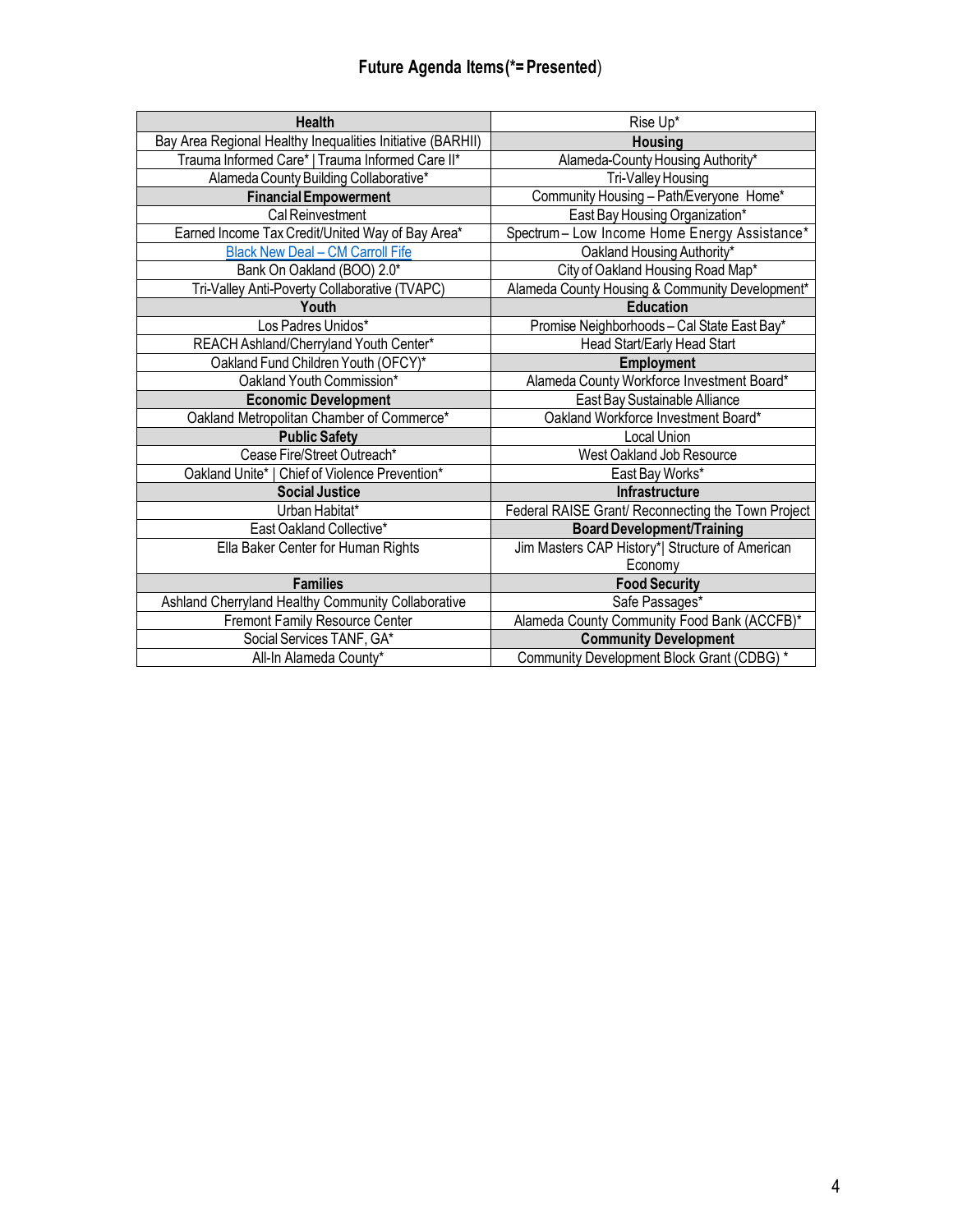## Future Agenda Items(*= Presented)

| | |
|---|---|
| **Health** | Rise Up* |
| Bay Area Regional Healthy Inequalities Initiative (BARHII) | **Housing** |
| Trauma Informed Care* \| Trauma Informed Care II* | Alameda-County Housing Authority* |
| Alameda County Building Collaborative* | Tri-Valley Housing |
| **Financial Empowerment** | Community Housing – Path/Everyone Home* |
| Cal Reinvestment | East Bay Housing Organization* |
| Earned Income Tax Credit/United Way of Bay Area* | Spectrum – Low Income Home Energy Assistance* |
| Black New Deal – CM Carroll Fife | Oakland Housing Authority* |
| Bank On Oakland (BOO) 2.0* | City of Oakland Housing Road Map* |
| Tri-Valley Anti-Poverty Collaborative (TVAPC) | Alameda County Housing & Community Development* |
| **Youth** | **Education** |
| Los Padres Unidos* | Promise Neighborhoods – Cal State East Bay* |
| REACH Ashland/Cherryland Youth Center* | Head Start/Early Head Start |
| Oakland Fund Children Youth (OFCY)* | **Employment** |
| Oakland Youth Commission* | Alameda County Workforce Investment Board* |
| **Economic Development** | East Bay Sustainable Alliance |
| Oakland Metropolitan Chamber of Commerce* | Oakland Workforce Investment Board* |
| **Public Safety** | Local Union |
| Cease Fire/Street Outreach* | West Oakland Job Resource |
| Oakland Unite* \| Chief of Violence Prevention* | East Bay Works* |
| **Social Justice** | **Infrastructure** |
| Urban Habitat* | Federal RAISE Grant/ Reconnecting the Town Project |
| East Oakland Collective* | **Board Development/Training** |
| Ella Baker Center for Human Rights | Jim Masters CAP History*\| Structure of American Economy |
| **Families** | **Food Security** |
| Ashland Cherryland Healthy Community Collaborative | Safe Passages* |
| Fremont Family Resource Center | Alameda County Community Food Bank (ACCFB)* |
| Social Services TANF, GA* | **Community Development** |
| All-In Alameda County* | Community Development Block Grant (CDBG) * |